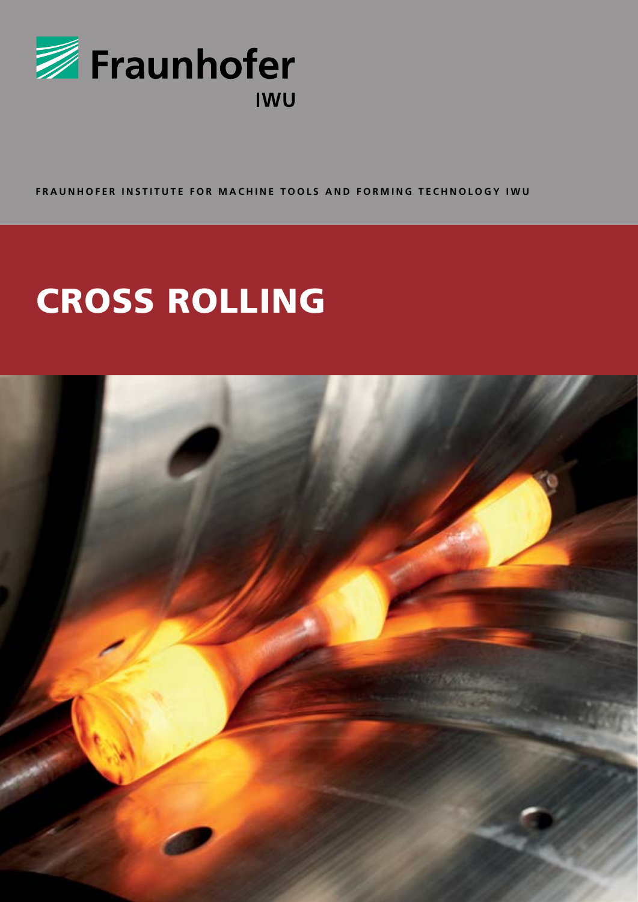Fraunhofer

IWU

**FRAUNHOFER INSTITUTE FOR MACHINE TOOLS AND FORMING TECHNOLOGY IWU**

# CROSS ROLLING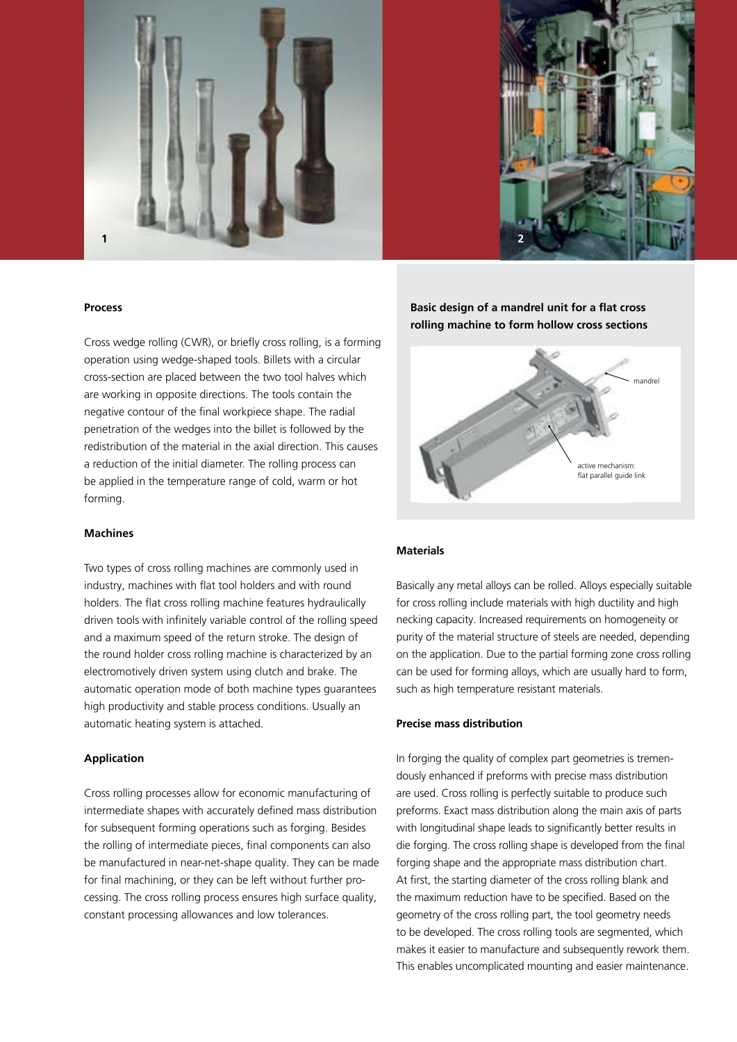## Process

Cross wedge rolling (CWR), or briefly cross rolling, is a forming operation using wedge-shaped tools. Billets with a circular cross-section are placed between the two tool halves which are working in opposite directions. The tools contain the negative contour of the final workpiece shape. The radial penetration of the wedges into the billet is followed by the redistribution of the material in the axial direction. This causes a reduction of the initial diameter. The rolling process can be applied in the temperature range of cold, warm or hot forming.

## Machines

Two types of cross rolling machines are commonly used in industry, machines with flat tool holders and with round holders. The flat cross rolling machine features hydraulically driven tools with infinitely variable control of the rolling speed and a maximum speed of the return stroke. The design of the round holder cross rolling machine is characterized by an electromotively driven system using clutch and brake. The automatic operation mode of both machine types guarantees high productivity and stable process conditions. Usually an automatic heating system is attached.

## Application

Cross rolling processes allow for economic manufacturing of intermediate shapes with accurately defined mass distribution for subsequent forming operations such as forging. Besides the rolling of intermediate pieces, final components can also be manufactured in near-net-shape quality. They can be made for final machining, or they can be left without further processing. The cross rolling process ensures high surface quality, constant processing allowances and low tolerances.

**Basic design of a mandrel unit for a flat cross rolling machine to form hollow cross sections**

mandrel

active mechanism: flat parallel guide link

## Materials

Basically any metal alloys can be rolled. Alloys especially suitable for cross rolling include materials with high ductility and high necking capacity. Increased requirements on homogeneity or purity of the material structure of steels are needed, depending on the application. Due to the partial forming zone cross rolling can be used for forming alloys, which are usually hard to form, such as high temperature resistant materials.

## Precise mass distribution

In forging the quality of complex part geometries is tremendously enhanced if preforms with precise mass distribution are used. Cross rolling is perfectly suitable to produce such preforms. Exact mass distribution along the main axis of parts with longitudinal shape leads to significantly better results in die forging. The cross rolling shape is developed from the final forging shape and the appropriate mass distribution chart. At first, the starting diameter of the cross rolling blank and the maximum reduction have to be specified. Based on the geometry of the cross rolling part, the tool geometry needs to be developed. The cross rolling tools are segmented, which makes it easier to manufacture and subsequently rework them. This enables uncomplicated mounting and easier maintenance.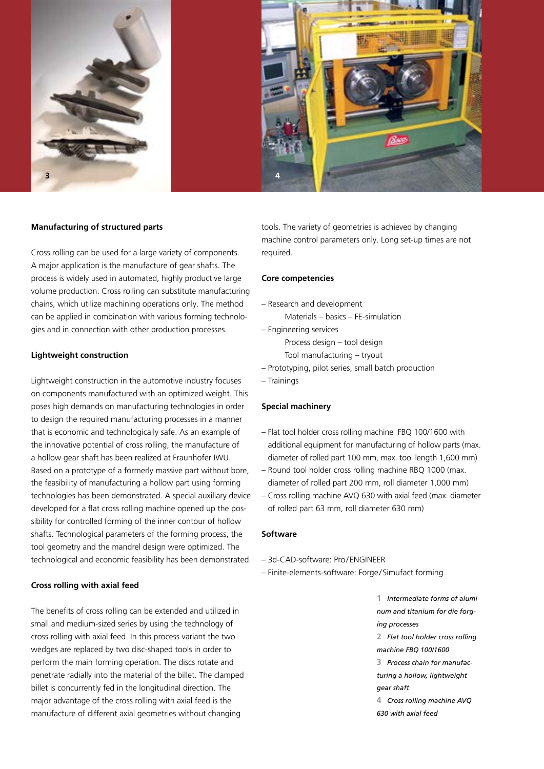## Manufacturing of structured parts

Cross rolling can be used for a large variety of components. A major application is the manufacture of gear shafts. The process is widely used in automated, highly productive large volume production. Cross rolling can substitute manufacturing chains, which utilize machining operations only. The method can be applied in combination with various forming technologies and in connection with other production processes.

## Lightweight construction

Lightweight construction in the automotive industry focuses on components manufactured with an optimized weight. This poses high demands on manufacturing technologies in order to design the required manufacturing processes in a manner that is economic and technologically safe. As an example of the innovative potential of cross rolling, the manufacture of a hollow gear shaft has been realized at Fraunhofer IWU. Based on a prototype of a formerly massive part without bore, the feasibility of manufacturing a hollow part using forming technologies has been demonstrated. A special auxiliary device developed for a flat cross rolling machine opened up the possibility for controlled forming of the inner contour of hollow shafts. Technological parameters of the forming process, the tool geometry and the mandrel design were optimized. The technological and economic feasibility has been demonstrated.

## Cross rolling with axial feed

The benefits of cross rolling can be extended and utilized in small and medium-sized series by using the technology of cross rolling with axial feed. In this process variant the two wedges are replaced by two disc-shaped tools in order to perform the main forming operation. The discs rotate and penetrate radially into the material of the billet. The clamped billet is concurrently fed in the longitudinal direction. The major advantage of the cross rolling with axial feed is the manufacture of different axial geometries without changing tools. The variety of geometries is achieved by changing machine control parameters only. Long set-up times are not required.

## Core competencies

- Research and development
  - Materials – basics – FE-simulation
- Engineering services
  - Process design – tool design
  - Tool manufacturing – tryout
- Prototyping, pilot series, small batch production
- Trainings

## Special machinery

- Flat tool holder cross rolling machine FBQ 100/1600 with additional equipment for manufacturing of hollow parts (max. diameter of rolled part 100 mm, max. tool length 1,600 mm)
- Round tool holder cross rolling machine RBQ 1000 (max. diameter of rolled part 200 mm, roll diameter 1,000 mm)
- Cross rolling machine AVQ 630 with axial feed (max. diameter of rolled part 63 mm, roll diameter 630 mm)

## Software

- 3d-CAD-software: Pro/ENGINEER
- Finite-elements-software: Forge/Simufact forming

*1 Intermediate forms of aluminum and titanium for die forging processes*

*2 Flat tool holder cross rolling machine FBQ 100/1600*

*3 Process chain for manufacturing a hollow, lightweight gear shaft*

*4 Cross rolling machine AVQ 630 with axial feed*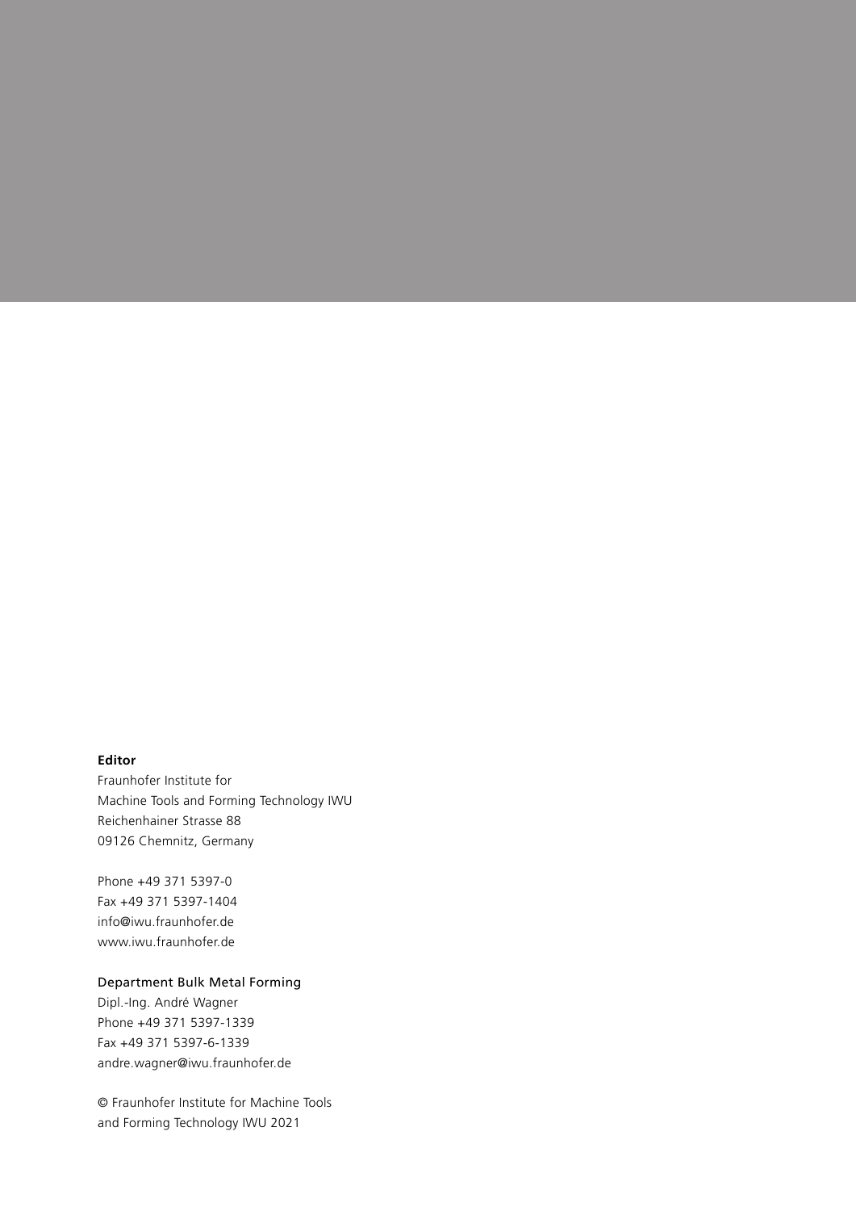**Editor**

Fraunhofer Institute for
Machine Tools and Forming Technology IWU
Reichenhainer Strasse 88
09126 Chemnitz, Germany

Phone +49 371 5397-0
Fax +49 371 5397-1404
info@iwu.fraunhofer.de
www.iwu.fraunhofer.de

Department Bulk Metal Forming

Dipl.-Ing. André Wagner
Phone +49 371 5397-1339
Fax +49 371 5397-6-1339
andre.wagner@iwu.fraunhofer.de

© Fraunhofer Institute for Machine Tools
and Forming Technology IWU 2021